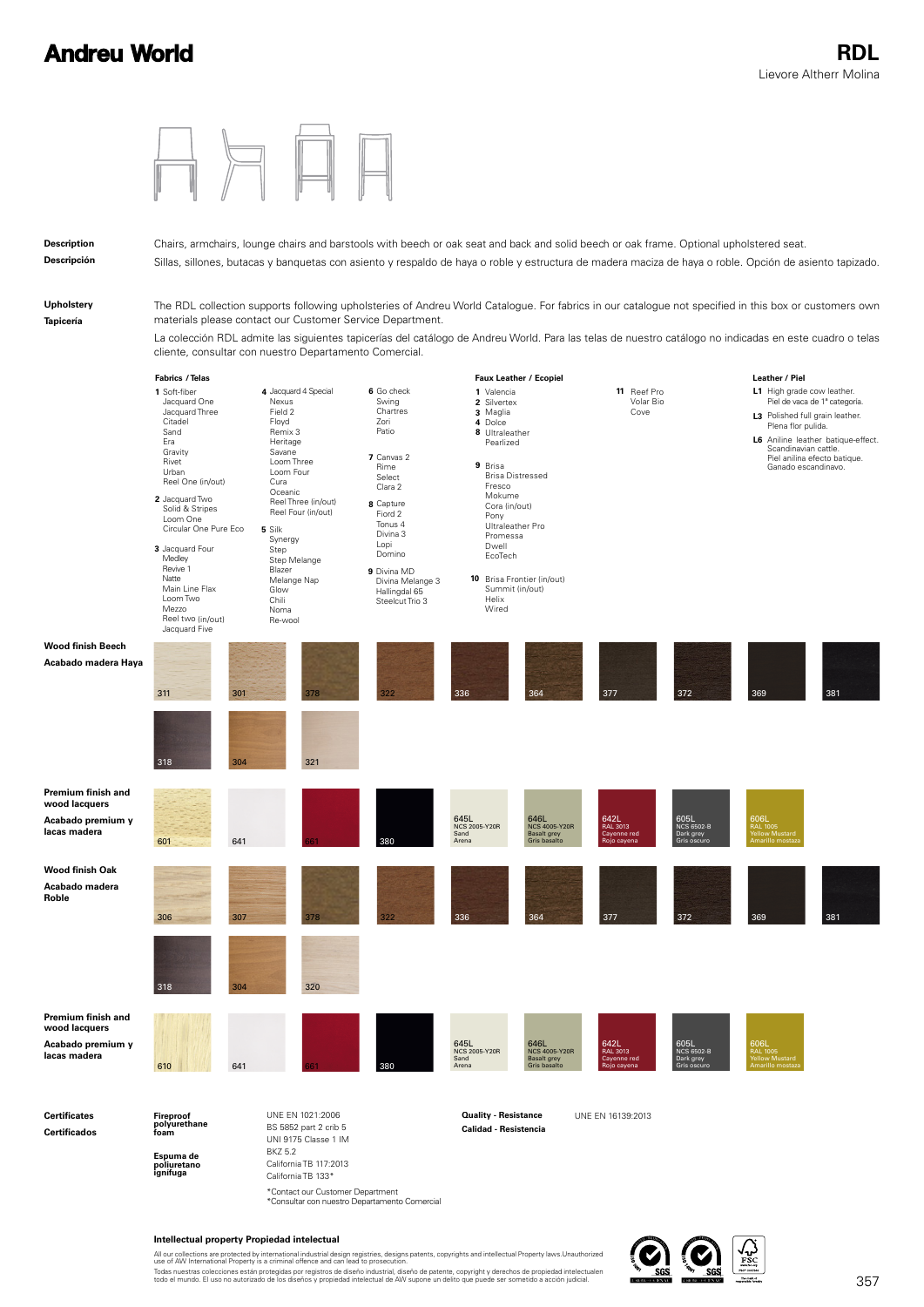# Andreu World

## RDL

Lievore Altherr Molina

**Description**
**Descripción**

Chairs, armchairs, lounge chairs and barstools with beech or oak seat and back and solid beech or oak frame. Optional upholstered seat.

Sillas, sillones, butacas y banquetas con asiento y respaldo de haya o roble y estructura de madera maciza de haya o roble. Opción de asiento tapizado.

**Upholstery**
**Tapicería**

The RDL collection supports following upholsteries of Andreu World Catalogue. For fabrics in our catalogue not specified in this box or customers own materials please contact our Customer Service Department.

La colección RDL admite las siguientes tapicerías del catálogo de Andreu World. Para las telas de nuestro catálogo no indicadas en este cuadro o telas cliente, consultar con nuestro Departamento Comercial.

**Fabrics / Telas**

**1** Soft-fiber, Jacquard One, Jacquard Three, Citadel, Sand, Era, Gravity, Rivet, Urban, Reel One (in/out)

**2** Jacquard Two, Solid & Stripes, Loom One, Circular One Pure Eco

**3** Jacquard Four, Medley, Revive 1, Natte, Main Line Flax, Loom Two, Mezzo, Reel two (in/out), Jacquard Five

**4** Jacquard 4 Special, Nexus, Field 2, Floyd, Remix 3, Heritage, Savane, Loom Three, Loom Four, Cura, Oceanic, Reel Three (in/out), Reel Four (in/out)

**5** Silk, Synergy, Step, Step Melange, Blazer, Melange Nap, Glow, Chili, Noma, Re-wool

**6** Go check, Swing, Chartres, Zori, Patio

**7** Canvas 2, Rime, Select, Clara 2

**8** Capture, Fiord 2, Tonus 4, Divina 3, Lopi, Domino

**9** Divina MD, Divina Melange 3, Hallingdal 65, Steelcut Trio 3

**Faux Leather / Ecopiel**

**1** Valencia
**2** Silvertex
**3** Maglia
**4** Dolce
**8** Ultraleather, Pearlized
**9** Brisa, Brisa Distressed, Fresco, Mokume, Cora (in/out), Pony, Ultraleather Pro, Promessa, Dwell, EcoTech
**10** Brisa Frontier (in/out), Summit (in/out), Helix, Wired
**11** Reef Pro, Volar Bio, Cove

**Leather / Piel**

**L1** High grade cow leather. Piel de vaca de 1ª categoría.
**L3** Polished full grain leather. Plena flor pulida.
**L6** Aniline leather batique-effect. Scandinavian cattle. Piel anilina efecto batique. Ganado escandinavo.

**Wood finish Beech**
**Acabado madera Haya**

311, 301, 378, 322, 336, 364, 377, 372, 369, 381, 318, 304, 321

**Premium finish and wood lacquers**
**Acabado premium y lacas madera**

601, 641, 661, 380, 645L NCS 2005-Y20R Sand Arena, 646L NCS 4005-Y20R Basalt grey Gris basalto, 642L RAL 3013 Cayenne red Rojo cayena, 605L NCS 6502-B Dark grey Gris oscuro, 606L RAL 1005 Yellow Mustard Amarillo mostaza

**Wood finish Oak**
**Acabado madera Roble**

306, 307, 378, 322, 336, 364, 377, 372, 369, 381, 318, 304, 320

**Premium finish and wood lacquers**
**Acabado premium y lacas madera**

610, 641, 661, 380, 645L NCS 2005-Y20R Sand Arena, 646L NCS 4005-Y20R Basalt grey Gris basalto, 642L RAL 3013 Cayenne red Rojo cayena, 605L NCS 6502-B Dark grey Gris oscuro, 606L RAL 1005 Yellow Mustard Amarillo mostaza

**Certificates**
**Certificados**

**Fireproof polyurethane foam**
**Espuma de poliuretano ignífuga**

UNE EN 1021:2006
BS 5852 part 2 crib 5
UNI 9175 Classe 1 IM
BKZ 5.2
California TB 117:2013
California TB 133*

*Contact our Customer Department
*Consultar con nuestro Departamento Comercial

**Quality - Resistance**
**Calidad - Resistencia**

UNE EN 16139:2013

**Intellectual property Propiedad intelectual**

All our collections are protected by international industrial design registries, designs patents, copyrights and intellectual Property laws.Unauthorized use of AW International Property is a criminal offence and can lead to prosecution.

Todas nuestras colecciones están protegidas por registros de diseño industrial, diseño de patente, copyright y derechos de propiedad intelectualen todo el mundo. El uso no autorizado de los diseños y propiedad intelectual de AW supone un delito que puede ser sometido a acción judicial.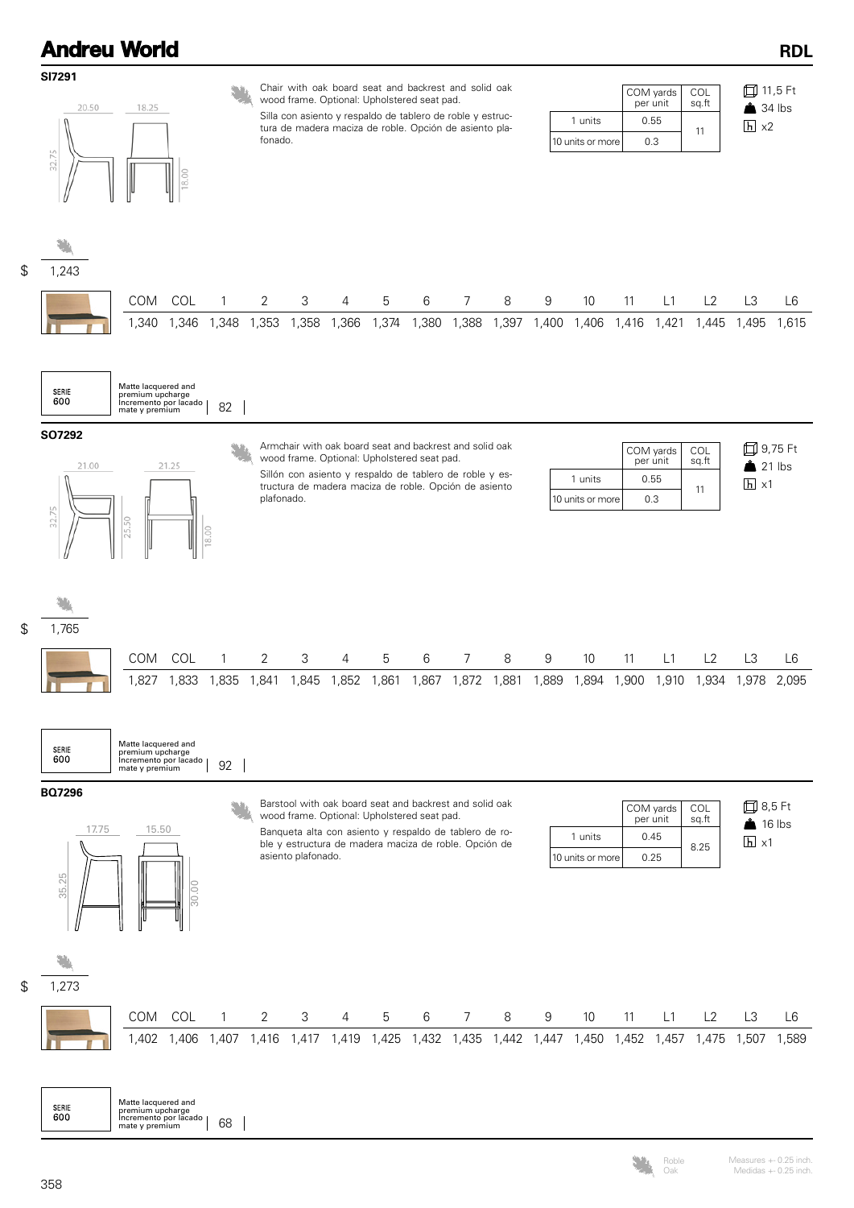# Andreu World

## RDL

### SI7291

Chair with oak board seat and backrest and solid oak wood frame. Optional: Upholstered seat pad.

Silla con asiento y respaldo de tablero de roble y estructura de madera maciza de roble. Opción de asiento plafonado.

| | COM yards per unit | COL sq.ft |
|---|---|---|
| 1 units | 0.55 | 11 |
| 10 units or more | 0.3 | |

11,5 Ft
34 lbs
x2

$ 1,243

| COM | COL | 1 | 2 | 3 | 4 | 5 | 6 | 7 | 8 | 9 | 10 | 11 | L1 | L2 | L3 | L6 |
|---|---|---|---|---|---|---|---|---|---|---|---|---|---|---|---|---|
| 1,340 | 1,346 | 1,348 | 1,353 | 1,358 | 1,366 | 1,374 | 1,380 | 1,388 | 1,397 | 1,400 | 1,406 | 1,416 | 1,421 | 1,445 | 1,495 | 1,615 |

SERIE 600 — Matte lacquered and premium upcharge / Incremento por lacado mate y premium: 82

### SO7292

Armchair with oak board seat and backrest and solid oak wood frame. Optional: Upholstered seat pad.

Sillón con asiento y respaldo de tablero de roble y estructura de madera maciza de roble. Opción de asiento plafonado.

| | COM yards per unit | COL sq.ft |
|---|---|---|
| 1 units | 0.55 | 11 |
| 10 units or more | 0.3 | |

9,75 Ft
21 lbs
x1

$ 1,765

| COM | COL | 1 | 2 | 3 | 4 | 5 | 6 | 7 | 8 | 9 | 10 | 11 | L1 | L2 | L3 | L6 |
|---|---|---|---|---|---|---|---|---|---|---|---|---|---|---|---|---|
| 1,827 | 1,833 | 1,835 | 1,841 | 1,845 | 1,852 | 1,861 | 1,867 | 1,872 | 1,881 | 1,889 | 1,894 | 1,900 | 1,910 | 1,934 | 1,978 | 2,095 |

SERIE 600 — Matte lacquered and premium upcharge / Incremento por lacado mate y premium: 92

### BQ7296

Barstool with oak board seat and backrest and solid oak wood frame. Optional: Upholstered seat pad.

Banqueta alta con asiento y respaldo de tablero de roble y estructura de madera maciza de roble. Opción de asiento plafonado.

| | COM yards per unit | COL sq.ft |
|---|---|---|
| 1 units | 0.45 | 8.25 |
| 10 units or more | 0.25 | |

8,5 Ft
16 lbs
x1

$ 1,273

| COM | COL | 1 | 2 | 3 | 4 | 5 | 6 | 7 | 8 | 9 | 10 | 11 | L1 | L2 | L3 | L6 |
|---|---|---|---|---|---|---|---|---|---|---|---|---|---|---|---|---|
| 1,402 | 1,406 | 1,407 | 1,416 | 1,417 | 1,419 | 1,425 | 1,432 | 1,435 | 1,442 | 1,447 | 1,450 | 1,452 | 1,457 | 1,475 | 1,507 | 1,589 |

SERIE 600 — Matte lacquered and premium upcharge / Incremento por lacado mate y premium: 68

Roble / Oak

Measures +- 0.25 inch. / Medidas +- 0.25 inch.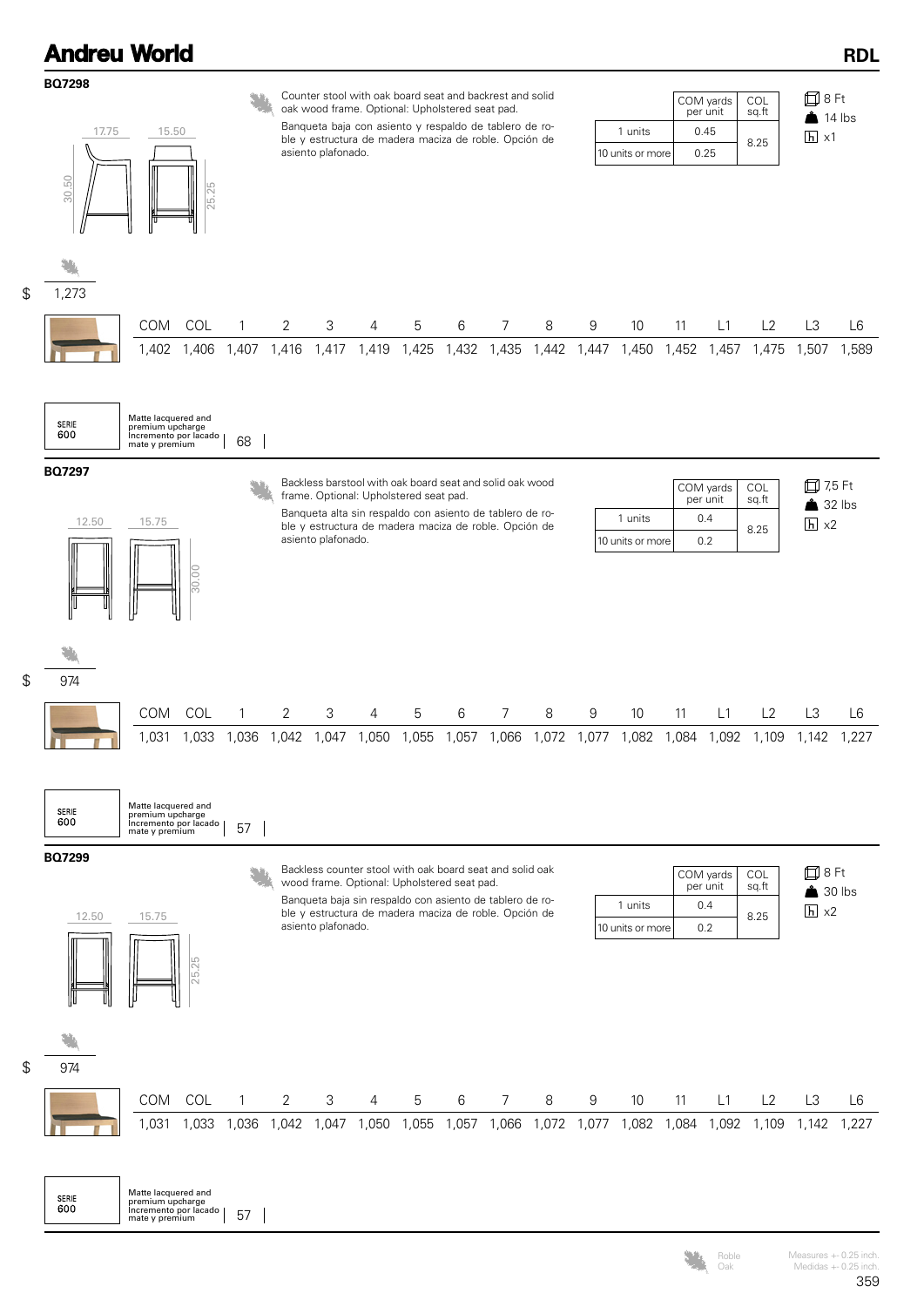# Andreu World

RDL

## BQ7298

17.75 15.50 30.50 25.25

Counter stool with oak board seat and backrest and solid oak wood frame. Optional: Upholstered seat pad.

Banqueta baja con asiento y respaldo de tablero de roble y estructura de madera maciza de roble. Opción de asiento plafonado.

| | COM yards per unit | COL sq.ft |
|---|---|---|
| 1 units | 0.45 | 8.25 |
| 10 units or more | 0.25 | |

8 Ft
14 lbs
x1

$ 1,273

| COM | COL | 1 | 2 | 3 | 4 | 5 | 6 | 7 | 8 | 9 | 10 | 11 | L1 | L2 | L3 | L6 |
|---|---|---|---|---|---|---|---|---|---|---|---|---|---|---|---|---|
| 1,402 | 1,406 | 1,407 | 1,416 | 1,417 | 1,419 | 1,425 | 1,432 | 1,435 | 1,442 | 1,447 | 1,450 | 1,452 | 1,457 | 1,475 | 1,507 | 1,589 |

SERIE 600 — Matte lacquered and premium upcharge / Incremento por lacado mate y premium: 68

## BQ7297

12.50 15.75 30.00

Backless barstool with oak board seat and solid oak wood frame. Optional: Upholstered seat pad.

Banqueta alta sin respaldo con asiento de tablero de roble y estructura de madera maciza de roble. Opción de asiento plafonado.

| | COM yards per unit | COL sq.ft |
|---|---|---|
| 1 units | 0.4 | 8.25 |
| 10 units or more | 0.2 | |

7,5 Ft
32 lbs
x2

$ 974

| COM | COL | 1 | 2 | 3 | 4 | 5 | 6 | 7 | 8 | 9 | 10 | 11 | L1 | L2 | L3 | L6 |
|---|---|---|---|---|---|---|---|---|---|---|---|---|---|---|---|---|
| 1,031 | 1,033 | 1,036 | 1,042 | 1,047 | 1,050 | 1,055 | 1,057 | 1,066 | 1,072 | 1,077 | 1,082 | 1,084 | 1,092 | 1,109 | 1,142 | 1,227 |

SERIE 600 — Matte lacquered and premium upcharge / Incremento por lacado mate y premium: 57

## BQ7299

12.50 15.75 25.25

Backless counter stool with oak board seat and solid oak wood frame. Optional: Upholstered seat pad.

Banqueta baja sin respaldo con asiento de tablero de roble y estructura de madera maciza de roble. Opción de asiento plafonado.

| | COM yards per unit | COL sq.ft |
|---|---|---|
| 1 units | 0.4 | 8.25 |
| 10 units or more | 0.2 | |

8 Ft
30 lbs
x2

$ 974

| COM | COL | 1 | 2 | 3 | 4 | 5 | 6 | 7 | 8 | 9 | 10 | 11 | L1 | L2 | L3 | L6 |
|---|---|---|---|---|---|---|---|---|---|---|---|---|---|---|---|---|
| 1,031 | 1,033 | 1,036 | 1,042 | 1,047 | 1,050 | 1,055 | 1,057 | 1,066 | 1,072 | 1,077 | 1,082 | 1,084 | 1,092 | 1,109 | 1,142 | 1,227 |

SERIE 600 — Matte lacquered and premium upcharge / Incremento por lacado mate y premium: 57

Roble / Oak

Measures +- 0.25 inch. / Medidas +- 0.25 inch.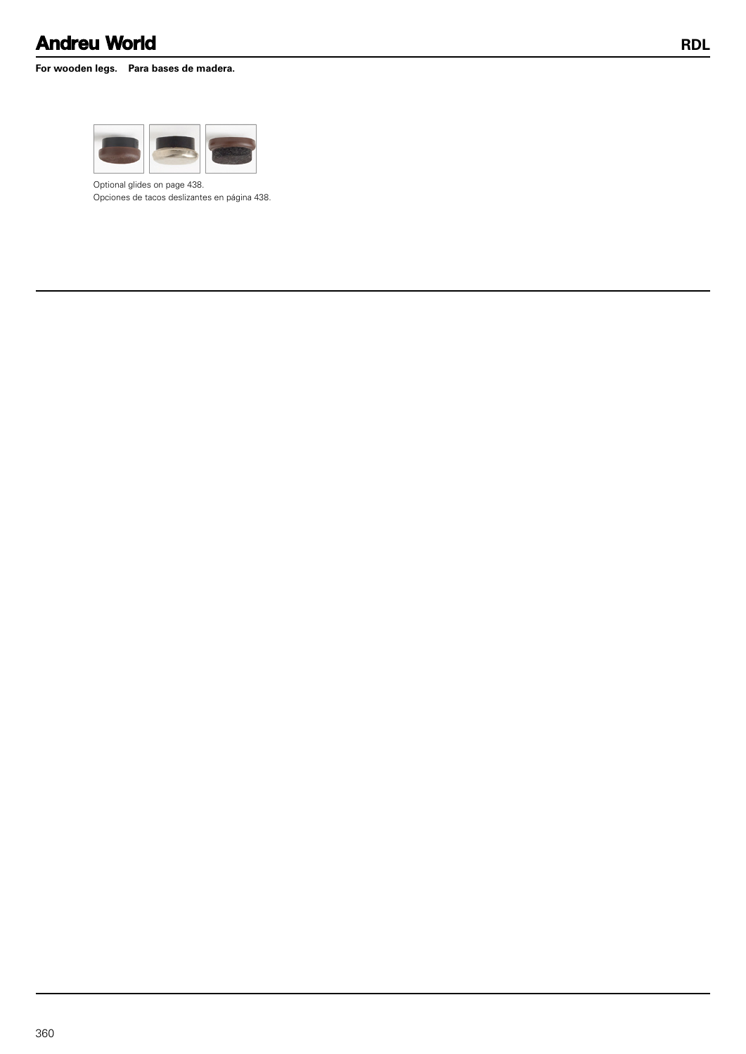**For wooden legs. Para bases de madera.**

Optional glides on page 438.
Opciones de tacos deslizantes en página 438.